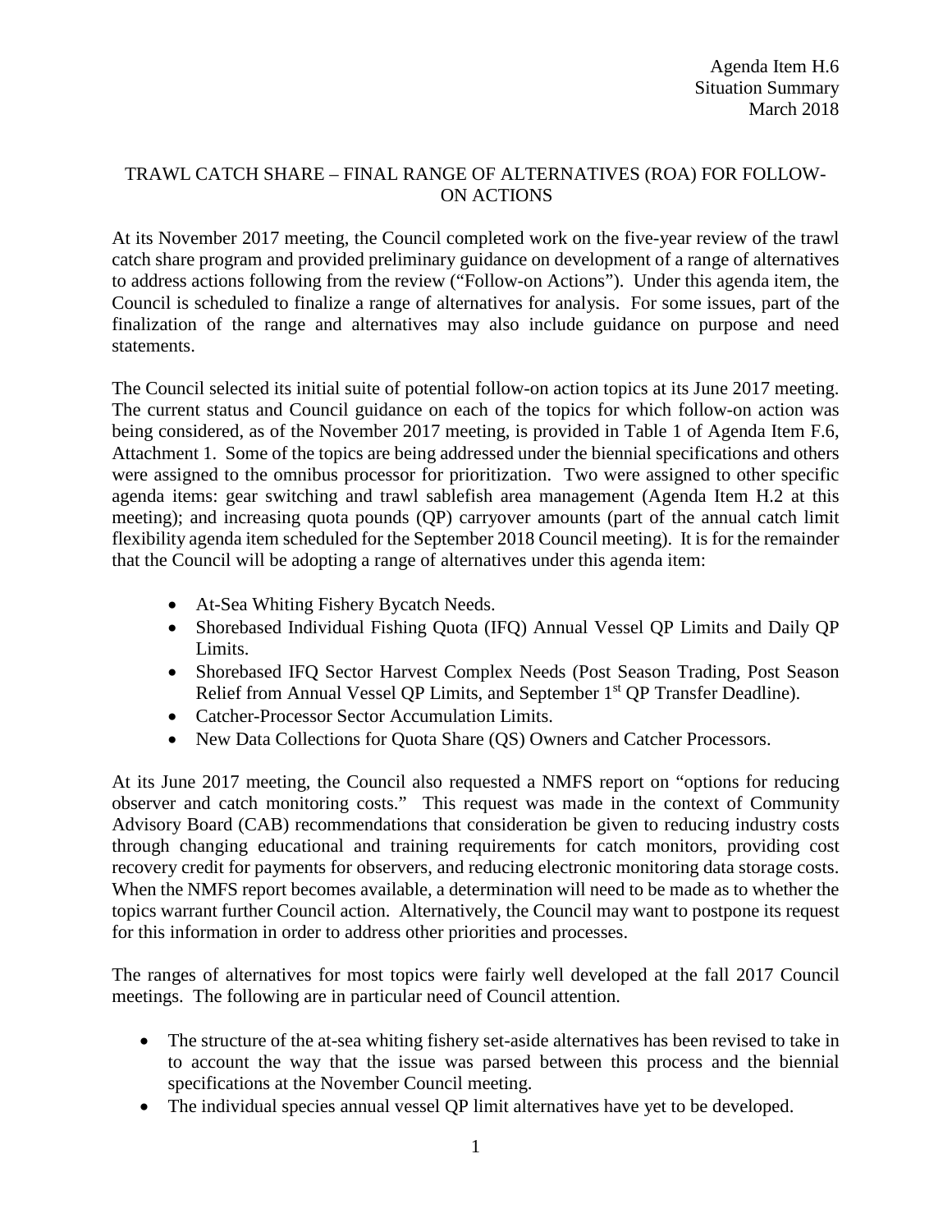Agenda Item H.6
Situation Summary
March 2018

## TRAWL CATCH SHARE – FINAL RANGE OF ALTERNATIVES (ROA) FOR FOLLOW-ON ACTIONS

At its November 2017 meeting, the Council completed work on the five-year review of the trawl catch share program and provided preliminary guidance on development of a range of alternatives to address actions following from the review ("Follow-on Actions"). Under this agenda item, the Council is scheduled to finalize a range of alternatives for analysis. For some issues, part of the finalization of the range and alternatives may also include guidance on purpose and need statements.

The Council selected its initial suite of potential follow-on action topics at its June 2017 meeting. The current status and Council guidance on each of the topics for which follow-on action was being considered, as of the November 2017 meeting, is provided in Table 1 of Agenda Item F.6, Attachment 1. Some of the topics are being addressed under the biennial specifications and others were assigned to the omnibus processor for prioritization. Two were assigned to other specific agenda items: gear switching and trawl sablefish area management (Agenda Item H.2 at this meeting); and increasing quota pounds (QP) carryover amounts (part of the annual catch limit flexibility agenda item scheduled for the September 2018 Council meeting). It is for the remainder that the Council will be adopting a range of alternatives under this agenda item:

- At-Sea Whiting Fishery Bycatch Needs.
- Shorebased Individual Fishing Quota (IFQ) Annual Vessel QP Limits and Daily QP Limits.
- Shorebased IFQ Sector Harvest Complex Needs (Post Season Trading, Post Season Relief from Annual Vessel QP Limits, and September 1st QP Transfer Deadline).
- Catcher-Processor Sector Accumulation Limits.
- New Data Collections for Quota Share (QS) Owners and Catcher Processors.

At its June 2017 meeting, the Council also requested a NMFS report on "options for reducing observer and catch monitoring costs." This request was made in the context of Community Advisory Board (CAB) recommendations that consideration be given to reducing industry costs through changing educational and training requirements for catch monitors, providing cost recovery credit for payments for observers, and reducing electronic monitoring data storage costs. When the NMFS report becomes available, a determination will need to be made as to whether the topics warrant further Council action. Alternatively, the Council may want to postpone its request for this information in order to address other priorities and processes.

The ranges of alternatives for most topics were fairly well developed at the fall 2017 Council meetings. The following are in particular need of Council attention.

- The structure of the at-sea whiting fishery set-aside alternatives has been revised to take in to account the way that the issue was parsed between this process and the biennial specifications at the November Council meeting.
- The individual species annual vessel QP limit alternatives have yet to be developed.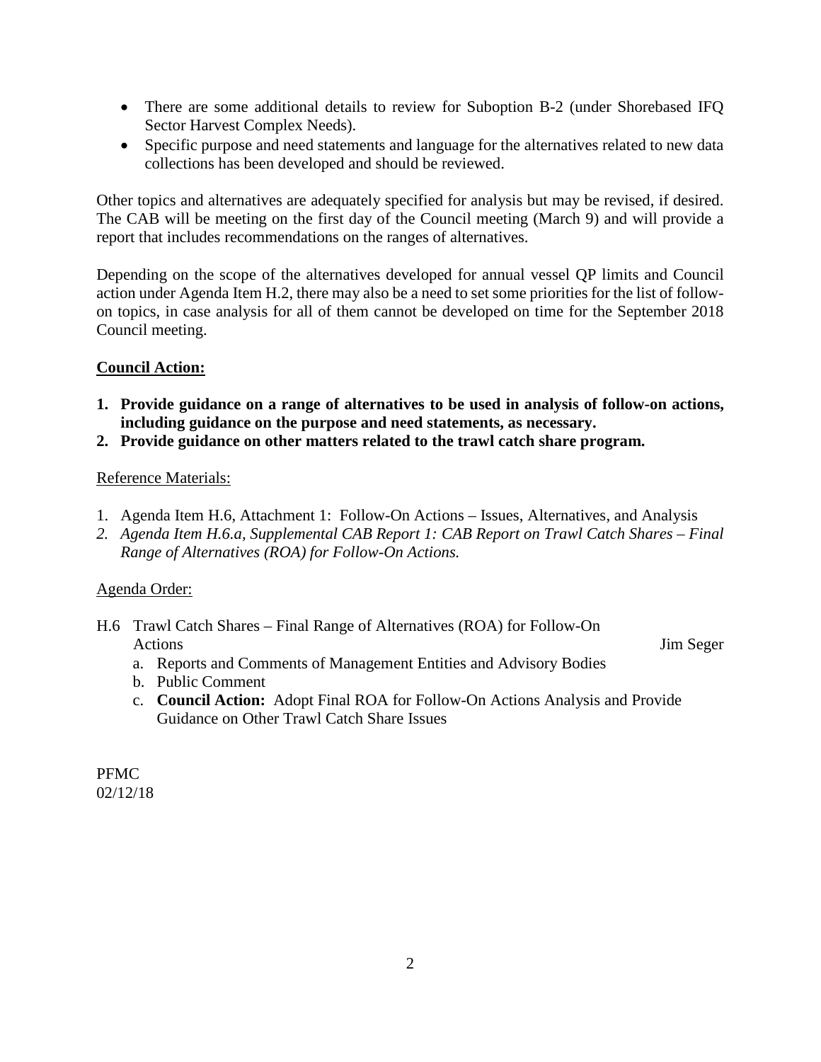- There are some additional details to review for Suboption B-2 (under Shorebased IFQ Sector Harvest Complex Needs).
- Specific purpose and need statements and language for the alternatives related to new data collections has been developed and should be reviewed.

Other topics and alternatives are adequately specified for analysis but may be revised, if desired. The CAB will be meeting on the first day of the Council meeting (March 9) and will provide a report that includes recommendations on the ranges of alternatives.

Depending on the scope of the alternatives developed for annual vessel QP limits and Council action under Agenda Item H.2, there may also be a need to set some priorities for the list of follow-on topics, in case analysis for all of them cannot be developed on time for the September 2018 Council meeting.

**Council Action:**

1. **Provide guidance on a range of alternatives to be used in analysis of follow-on actions, including guidance on the purpose and need statements, as necessary.**
2. **Provide guidance on other matters related to the trawl catch share program.**

Reference Materials:

1. Agenda Item H.6, Attachment 1: Follow-On Actions – Issues, Alternatives, and Analysis
2. *Agenda Item H.6.a, Supplemental CAB Report 1: CAB Report on Trawl Catch Shares – Final Range of Alternatives (ROA) for Follow-On Actions.*

Agenda Order:

H.6 Trawl Catch Shares – Final Range of Alternatives (ROA) for Follow-On Actions — Jim Seger

a. Reports and Comments of Management Entities and Advisory Bodies
b. Public Comment
c. **Council Action:** Adopt Final ROA for Follow-On Actions Analysis and Provide Guidance on Other Trawl Catch Share Issues

PFMC
02/12/18